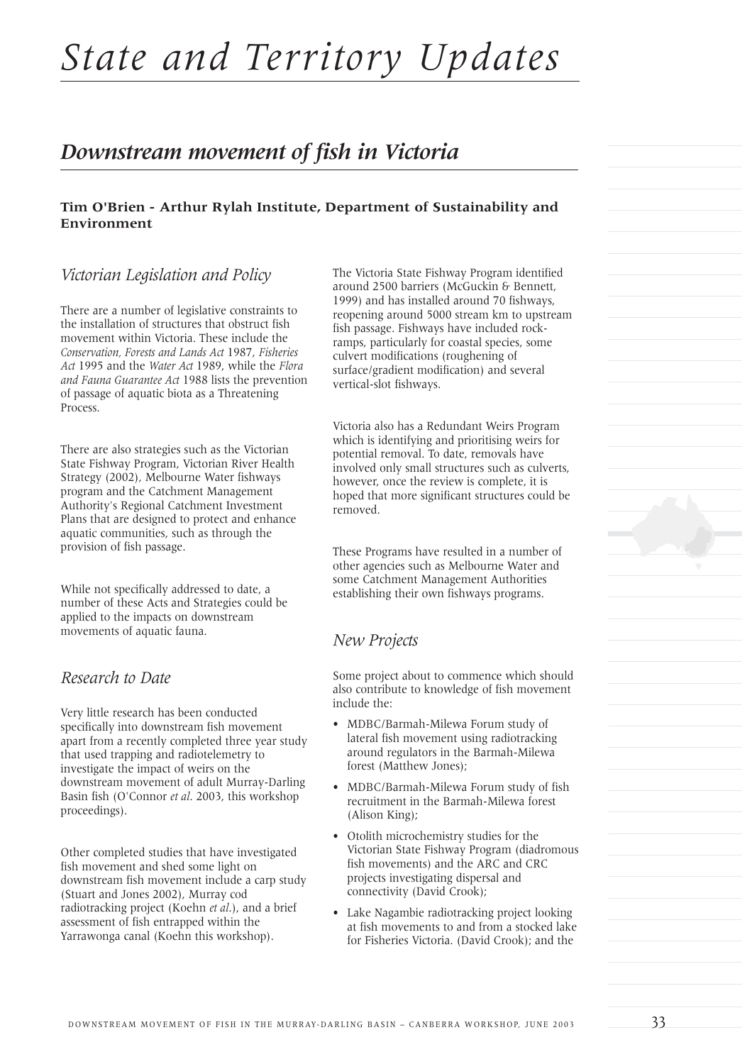# State and Territory Updates

## Downstream movement of fish in Victoria

**Tim O'Brien - Arthur Rylah Institute, Department of Sustainability and Environment**

### Victorian Legislation and Policy

There are a number of legislative constraints to the installation of structures that obstruct fish movement within Victoria. These include the *Conservation, Forests and Lands Act* 1987, *Fisheries Act* 1995 and the *Water Act* 1989, while the *Flora and Fauna Guarantee Act* 1988 lists the prevention of passage of aquatic biota as a Threatening Process.

There are also strategies such as the Victorian State Fishway Program, Victorian River Health Strategy (2002), Melbourne Water fishways program and the Catchment Management Authority's Regional Catchment Investment Plans that are designed to protect and enhance aquatic communities, such as through the provision of fish passage.

While not specifically addressed to date, a number of these Acts and Strategies could be applied to the impacts on downstream movements of aquatic fauna.

### Research to Date

Very little research has been conducted specifically into downstream fish movement apart from a recently completed three year study that used trapping and radiotelemetry to investigate the impact of weirs on the downstream movement of adult Murray-Darling Basin fish (O'Connor *et al*. 2003, this workshop proceedings).

Other completed studies that have investigated fish movement and shed some light on downstream fish movement include a carp study (Stuart and Jones 2002), Murray cod radiotracking project (Koehn *et al*.), and a brief assessment of fish entrapped within the Yarrawonga canal (Koehn this workshop).

The Victoria State Fishway Program identified around 2500 barriers (McGuckin & Bennett, 1999) and has installed around 70 fishways, reopening around 5000 stream km to upstream fish passage. Fishways have included rock-ramps, particularly for coastal species, some culvert modifications (roughening of surface/gradient modification) and several vertical-slot fishways.

Victoria also has a Redundant Weirs Program which is identifying and prioritising weirs for potential removal. To date, removals have involved only small structures such as culverts, however, once the review is complete, it is hoped that more significant structures could be removed.

These Programs have resulted in a number of other agencies such as Melbourne Water and some Catchment Management Authorities establishing their own fishways programs.

### New Projects

Some project about to commence which should also contribute to knowledge of fish movement include the:

- MDBC/Barmah-Milewa Forum study of lateral fish movement using radiotracking around regulators in the Barmah-Milewa forest (Matthew Jones);
- MDBC/Barmah-Milewa Forum study of fish recruitment in the Barmah-Milewa forest (Alison King);
- Otolith microchemistry studies for the Victorian State Fishway Program (diadromous fish movements) and the ARC and CRC projects investigating dispersal and connectivity (David Crook);
- Lake Nagambie radiotracking project looking at fish movements to and from a stocked lake for Fisheries Victoria. (David Crook); and the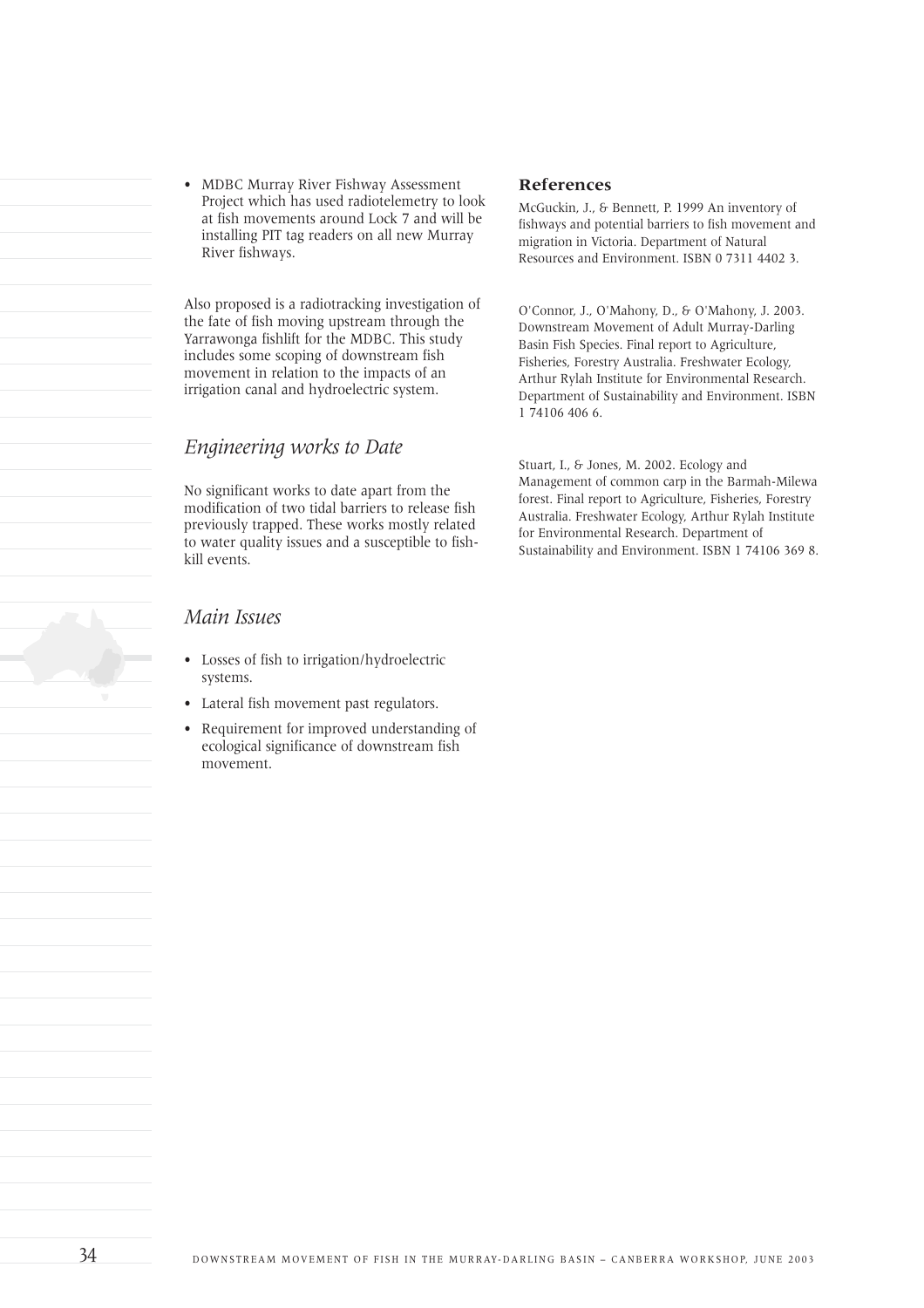- MDBC Murray River Fishway Assessment Project which has used radiotelemetry to look at fish movements around Lock 7 and will be installing PIT tag readers on all new Murray River fishways.

Also proposed is a radiotracking investigation of the fate of fish moving upstream through the Yarrawonga fishlift for the MDBC. This study includes some scoping of downstream fish movement in relation to the impacts of an irrigation canal and hydroelectric system.

## *Engineering works to Date*

No significant works to date apart from the modification of two tidal barriers to release fish previously trapped. These works mostly related to water quality issues and a susceptible to fish-kill events.

## *Main Issues*

- Losses of fish to irrigation/hydroelectric systems.
- Lateral fish movement past regulators.
- Requirement for improved understanding of ecological significance of downstream fish movement.

### References

McGuckin, J., & Bennett, P. 1999 An inventory of fishways and potential barriers to fish movement and migration in Victoria. Department of Natural Resources and Environment. ISBN 0 7311 4402 3.

O'Connor, J., O'Mahony, D., & O'Mahony, J. 2003. Downstream Movement of Adult Murray-Darling Basin Fish Species. Final report to Agriculture, Fisheries, Forestry Australia. Freshwater Ecology, Arthur Rylah Institute for Environmental Research. Department of Sustainability and Environment. ISBN 1 74106 406 6.

Stuart, I., & Jones, M. 2002. Ecology and Management of common carp in the Barmah-Milewa forest. Final report to Agriculture, Fisheries, Forestry Australia. Freshwater Ecology, Arthur Rylah Institute for Environmental Research. Department of Sustainability and Environment. ISBN 1 74106 369 8.